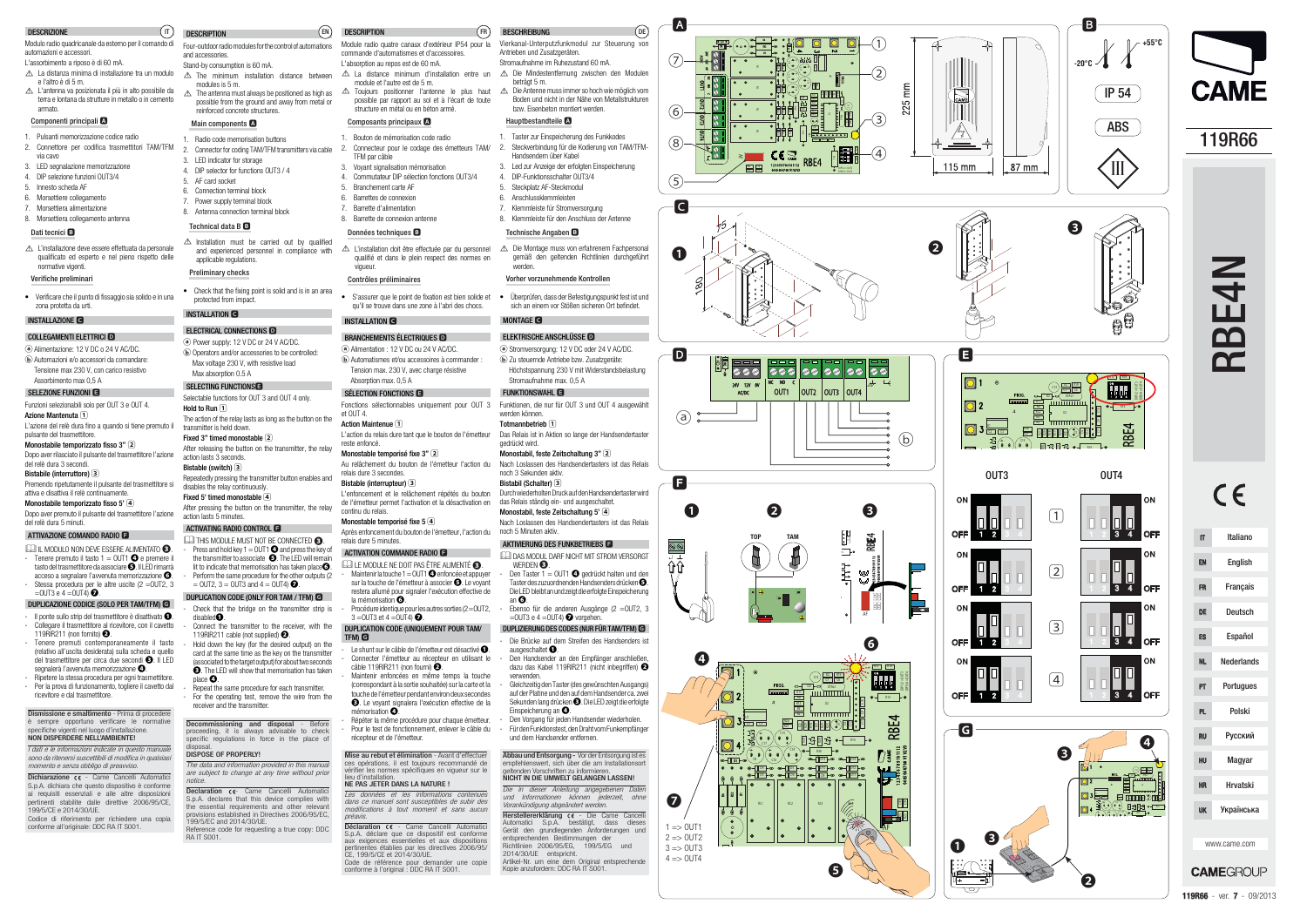# DESCRIZIONE (IT)

Modulo radio quadricanale da esterno per il comando di automazioni e accessori.

L'assorbimento a riposo è di 60 mA.

⚠ La distanza minima di installazione tra un modulo e l'altro è di 5 m.

⚠ L'antenna va posizionata il più in alto possibile da terra e lontana da strutture in metallo o in cemento armato.

## Componenti principali A

1. Pulsanti memorizzazione codice radio
2. Connettore per codifica trasmettitori TAM/TFM via cavo
3. LED segnalazione memorizzazione
4. DIP selezione funzioni OUT3/4
5. Innesto scheda AF
6. Morsettiere collegamento
7. Morsettiera alimentazione
8. Morsettiera collegamento antenna

## Dati tecnici B

⚠ L'installazione deve essere effettuata da personale qualificato ed esperto e nel pieno rispetto delle normative vigenti.

## Verifiche preliminari

- Verificare che il punto di fissaggio sia solido e in una zona protetta da urti.

## INSTALLAZIONE C

## COLLEGAMENTI ELETTRICI D

ⓐ Alimentazione: 12 V DC o 24 V AC/DC.

ⓑ Automazioni e/o accessori da comandare: Tensione max 230 V, con carico resistivo. Assorbimento max 0,5 A

## SELEZIONE FUNZIONI E

Funzioni selezionabili solo per OUT 3 e OUT 4.

**Azione Mantenuta** 1

L'azione del relè dura fino a quando si tiene premuto il pulsante del trasmettitore.

**Monostabile temporizzato fisso 3"** 2

Dopo aver rilasciato il pulsante del trasmettitore l'azione del relè dura 3 secondi.

**Bistabile (interruttore)** 3

Premendo ripetutamente il pulsante del trasmettitore si attiva e disattiva il relè continuamente.

**Monostabile temporizzato fisso 5'** 4

Dopo aver premuto il pulsante del trasmettitore l'azione del relè dura 5 minuti.

## ATTIVAZIONE COMANDO RADIO F

IL MODULO NON DEVE ESSERE ALIMENTATO ❶.

- Tenere premuto il tasto 1 = OUT1 ❸ e premere il tasto del trasmettitore da associare ❺. Il LED rimarrà acceso a segnalare l'avvenuta memorizzazione ❻.
- Stessa procedura per le altre uscite (2 =OUT2, 3 =OUT3 e 4 =OUT4) ❼.

## DUPLICAZIONE CODICE (SOLO PER TAM/TFM) G

- Il ponte sullo strip del trasmettitore è disattivato ❶.
- Collegare il trasmettitore al ricevitore, con il cavetto 119RIR211 (non fornito) ❷.
- Tenere premuti contemporaneamente il tasto (relativo all'uscita desiderata) sulla scheda e quello del trasmettitore per circa due secondi ❸. Il LED segnalerà l'avvenuta memorizzazione ❹.
- Ripetere la stessa procedura per ogni trasmettitore.
- Per la prova di funzionamento, togliere il cavetto dal ricevitore e dal trasmettitore.

**Dismissione e smaltimento** - Prima di procedere è sempre opportuno verificare le normative specifiche vigenti nel luogo d'installazione. **NON DISPERDERE NELL'AMBIENTE!**

*I dati e le informazioni indicate in questo manuale sono da ritenersi suscettibili di modifica in qualsiasi momento e senza obbligo di preavviso.*

**Dichiarazione** CE - Came Cancelli Automatici S.p.A. dichiara che questo dispositivo è conforme ai requisiti essenziali e alle altre disposizioni pertinenti stabilite dalle direttive 2006/95/CE, 199/5/CE e 2014/30/UE.

Codice di riferimento per richiedere una copia conforme all'originale: DDC RA IT S001.

# DESCRIPTION (EN)

Four-outdoor radio modules for the control of automations and accessories.

Stand-by consumption is 60 mA.

⚠ The minimum installation distance between modules is 5 m.

⚠ The antenna must always be positioned as high as possible from the ground and away from metal or reinforced concrete structures.

## Main components A

1. Radio code memorisation buttons
2. Connector for coding TAM/TFM transmitters via cable
3. LED indicator for storage
4. DIP selector for functions OUT3 / 4
5. AF card socket
6. Connection terminal block
7. Power supply terminal block
8. Antenna connection terminal block

## Technical data B

⚠ Installation must be carried out by qualified and experienced personnel in compliance with applicable regulations.

## Preliminary checks

- Check that the fixing point is solid and is in an area protected from impact.

## INSTALLATION C

## ELECTRICAL CONNECTIONS D

ⓐ Power supply: 12 V DC or 24 V AC/DC.

ⓑ Operators and/or accessories to be controlled: Max voltage 230 V, with resistive load. Max absorption 0.5 A

## SELECTING FUNCTIONS E

Selectable functions for OUT 3 and OUT 4 only.

**Hold to Run** 1

The action of the relay lasts as long as the button on the transmitter is held down.

**Fixed 3" timed monostable** 2

After releasing the button on the transmitter, the relay action lasts 3 seconds.

**Bistable (switch)** 3

Repeatedly pressing the transmitter button enables and disables the relay continuously.

**Fixed 5' timed monostable** 4

After pressing the button on the transmitter, the relay action lasts 5 minutes.

## ACTIVATING RADIO CONTROL F

THIS MODULE MUST NOT BE CONNECTED ❶.

- Press and hold key 1 = OUT1 ❸ and press the key of the transmitter to associate ❺. The LED will remain lit to indicate that memorisation has taken place ❻.
- Perform the same procedure for the other outputs (2 = OUT2, 3 = OUT3 and 4 = OUT4) ❼.

## DUPLICATION CODE (ONLY FOR TAM / TFM) G

- Check that the bridge on the transmitter strip is disabled ❶.
- Connect the transmitter to the receiver, with the 119RIR211 cable (not supplied) ❷.
- Hold down the key (for the desired output) on the card at the same time as the key on the transmitter (associated to the target output) for about two seconds ❸. The LED will show that memorisation has taken place ❹.
- Repeat the same procedure for each transmitter.
- For the operating test, remove the wire from the receiver and the transmitter.

**Decommissioning and disposal** - Before proceeding, it is always advisable to check specific regulations in force in the place of disposal.

**DISPOSE OF PROPERLY!**

*The data and information provided in this manual are subject to change at any time without prior notice.*

**Declaration** CE - Came Cancelli Automatici S.p.A. declares that this device complies with the essential requirements and other relevant provisions established in Directives 2006/95/EC, 199/5/EC and 2014/30/UE.

Reference code for requesting a true copy: DDC RA IT S001.

# DESCRIPTION (FR)

Module radio quatre canaux d'extérieur IP54 pour la commande d'automatismes et d'accessoires.

L'absorption au repos est de 60 mA.

⚠ La distance minimum d'installation entre un module et l'autre est de 5 m.

⚠ Toujours positionner l'antenne le plus haut possible par rapport au sol et à l'écart de toute structure en métal ou en béton armé.

## Composants principaux A

1. Bouton de mémorisation code radio
2. Connecteur pour le codage des émetteurs TAM/TFM par câble
3. Voyant signalisation mémorisation
4. Commutateur DIP sélection fonctions OUT3/4
5. Branchement carte AF
6. Barrettes de connexion
7. Barrette d'alimentation
8. Barrette de connexion antenne

## Données techniques B

⚠ L'installation doit être effectuée par du personnel qualifié et dans le plein respect des normes en vigueur.

## Contrôles préliminaires

- S'assurer que le point de fixation est bien solide et qu'il se trouve dans une zone à l'abri des chocs.

## INSTALLATION C

## BRANCHEMENTS ÉLECTRIQUES D

ⓐ Alimentation : 12 V DC ou 24 V AC/DC.

ⓑ Automatismes et/ou accessoires à commander : Tension max. 230 V, avec charge résistive. Absorption max. 0,5 A

## SÉLECTION FONCTIONS E

Fonctions sélectionnables uniquement pour OUT 3 et OUT 4.

**Action Maintenue** 1

L'action du relais dure tant que le bouton de l'émetteur reste enfoncé.

**Monostable temporisé fixe 3"** 2

Au relâchement du bouton de l'émetteur l'action du relais dure 3 secondes.

**Bistable (interrupteur)** 3

L'enfoncement et le relâchement répétés du bouton de l'émetteur permet l'activation et la désactivation en continu du relais.

**Monostable temporisé fixe 5'** 4

Après enfoncement du bouton de l'émetteur, l'action du relais dure 5 minutes.

## ACTIVATION COMMANDE RADIO F

LE MODULE NE DOIT PAS ÊTRE ALIMENTÉ ❶.

- Maintenir la touche 1 = OUT1 ❸ enfoncée et appuyer sur la touche de l'émetteur à associer ❺. Le voyant restera allumé pour signaler l'exécution effective de la mémorisation ❻.
- Procédure identique pour les autres sorties (2=OUT2, 3 =OUT3 et 4 =OUT4) ❼.

## DUPLICATION CODE (UNIQUEMENT POUR TAM/TFM) G

- Le shunt sur le câble de l'émetteur est désactivé ❶.
- Connecter l'émetteur au récepteur en utilisant le câble 119RIR211 (non fourni) ❷.
- Maintenir enfoncées en même temps la touche (correspondant à la sortie souhaitée) sur la carte et la touche de l'émetteur pendant environ deux secondes ❸. Le voyant signalera l'exécution effective de la mémorisation ❹.
- Répéter la même procédure pour chaque émetteur.
- Pour le test de fonctionnement, enlever le câble du récepteur et de l'émetteur.

**Mise au rebut et élimination** - Avant d'effectuer ces opérations, il est toujours recommandé de vérifier les normes spécifiques en vigueur sur le lieu d'installation.

**NE PAS JETER DANS LA NATURE !**

*Les données et les informations contenues dans ce manuel sont susceptibles de subir des modifications à tout moment et sans aucun préavis.*

**Déclaration** CE - Came Cancelli Automatici S.p.A. déclare que ce dispositif est conforme aux exigences essentielles et aux dispositions pertinentes établies par les directives 2006/95/CE, 199/5/CE et 2014/30/UE.

Code de référence pour demander une copie conforme à l'original : DDC RA IT S001.

# BESCHREIBUNG (DE)

Vierkanal-Unterputzfunkmodul zur Steuerung von Antrieben und Zusatzgeräten.

Stromaufnahme im Ruhezustand 60 mA.

⚠ Die Mindestentfernung zwischen den Modulen beträgt 5 m.

⚠ Die Antenne muss immer so hoch wie möglich vom Boden und nicht in der Nähe von Metallstrukturen bzw. Eisenbeton montiert werden.

## Hauptbestandteile A

1. Taster zur Einspeicherung des Funkkodes
2. Steckverbindung für die Kodierung von TAM/TFM-Handsendern über Kabel
3. Led zur Anzeige der erfolgten Einspeicherung
4. DIP-Funktionsschalter OUT3/4
5. Steckplatz AF-Steckmodul
6. Anschlussklemmleisten
7. Klemmleiste für Stromversorgung
8. Klemmleiste für den Anschluss der Antenne

## Technische Angaben B

⚠ Die Montage muss von erfahrenem Fachpersonal gemäß den geltenden Richtlinien durchgeführt werden.

## Vorher vorzunehmende Kontrollen

- Überprüfen, dass der Befestigungspunkt fest ist und sich an einem vor Stößen sicheren Ort befindet.

## MONTAGE C

## ELEKTRISCHE ANSCHLÜSSE D

ⓐ Stromversorgung: 12 V DC oder 24 V AC/DC.

ⓑ Zu steuernde Antriebe bzw. Zusatzgeräte: Höchstspannung 230 V mit Widerstandsbelastung. Stromaufnahme max. 0,5 A

## FUNKTIONSWAHL E

Funktionen, die nur für OUT 3 und OUT 4 auswählbar werden können.

**Totmannbetrieb** 1

Das Relais ist in Aktion so lange der Handsendertaster gedrückt wird.

**Monostabil, feste Zeitschaltung 3"** 2

Nach Loslassen des Handsendertasters ist das Relais noch 3 Sekunden aktiv.

**Bistabil (Schalter)** 3

Durch wiederholten Druck auf den Handsendertaster wird das Relais ständig ein- und ausgeschaltet.

**Monostabil, feste Zeitschaltung 5'** 4

Nach Loslassen des Handsendertasters ist das Relais noch 5 Minuten aktiv.

## AKTIVIERUNG DES FUNKBETRIEBS F

DAS MODUL DARF NICHT MIT STROM VERSORGT WERDEN ❶.

- Den Taster 1 = OUT1 ❸ gedrückt halten und den Taster des zuzuordnenden Handsenders drücken ❺. Die LED bleibt an und zeigt die erfolgte Einspeicherung an ❻.
- Ebenso für die anderen Ausgänge (2 =OUT2, 3 =OUT3 e 4 =OUT4) ❼ vorgehen.

## DUPLIZIERUNG DES CODES (NUR FÜR TAM/TFM) G

- Die Brücke auf dem Streifen des Handsenders ist ausgeschaltet ❶.
- Den Handsender an den Empfänger anschließen, dazu das Kabel 119RIR211 (nicht inbegriffen) ❷ verwenden.
- Gleichzeitig den Taster (des gewünschten Ausgangs) auf der Platine und den auf dem Handsender ca. zwei Sekunden lang drücken ❸. Die LED zeigt die erfolgte Einspeicherung an ❹.
- Den Vorgang für jeden Handsender wiederholen.
- Für den Funktionstest, den Draht vom Funkempfänger und dem Handsender entfernen.

**Abbau und Entsorgung** - Vor der Entsorgung ist es empfehlenswert, sich über die am Installationsort geltenden Vorschriften zu informieren.

**NICHT IN DIE UMWELT GELANGEN LASSEN!**

*Die in dieser Anleitung angegebenen Daten und Informationen können jederzeit, ohne Vorankündigung abgeändert werden.*

**Herstellererklärung** CE - Die Came Cancelli Automatici S.p.A. bestätigt, dass dieses Gerät den grundlegenden Anforderungen und entsprechenden Bestimmungen der Richtlinien 2006/95/EG, 199/5/EG und 2014/30/UE entspricht.

Artikel-Nr. um eine dem Original entsprechende Kopie anzufordern: DDC RA IT S001.

---

**B:** -20°C / +55°C · IP 54 · ABS · 225 mm · 115 mm · 87 mm

**E:** OUT3 / OUT4 — 1, 2, 3, 4 (ON / OFF)

**G:** 1 => OUT1, 2 => OUT2, 3 => OUT3, 4 => OUT4

# CAME

# 119R66

# RBE4N

CE

| | |
|---|---|
| IT | Italiano |
| EN | English |
| FR | Français |
| DE | Deutsch |
| ES | Español |
| NL | Nederlands |
| PT | Portugues |
| PL | Polski |
| RU | Русский |
| HU | Magyar |
| HR | Hrvatski |
| UK | Українська |

www.came.com

CAMEGROUP

119R66 - ver. 7 - 09/2013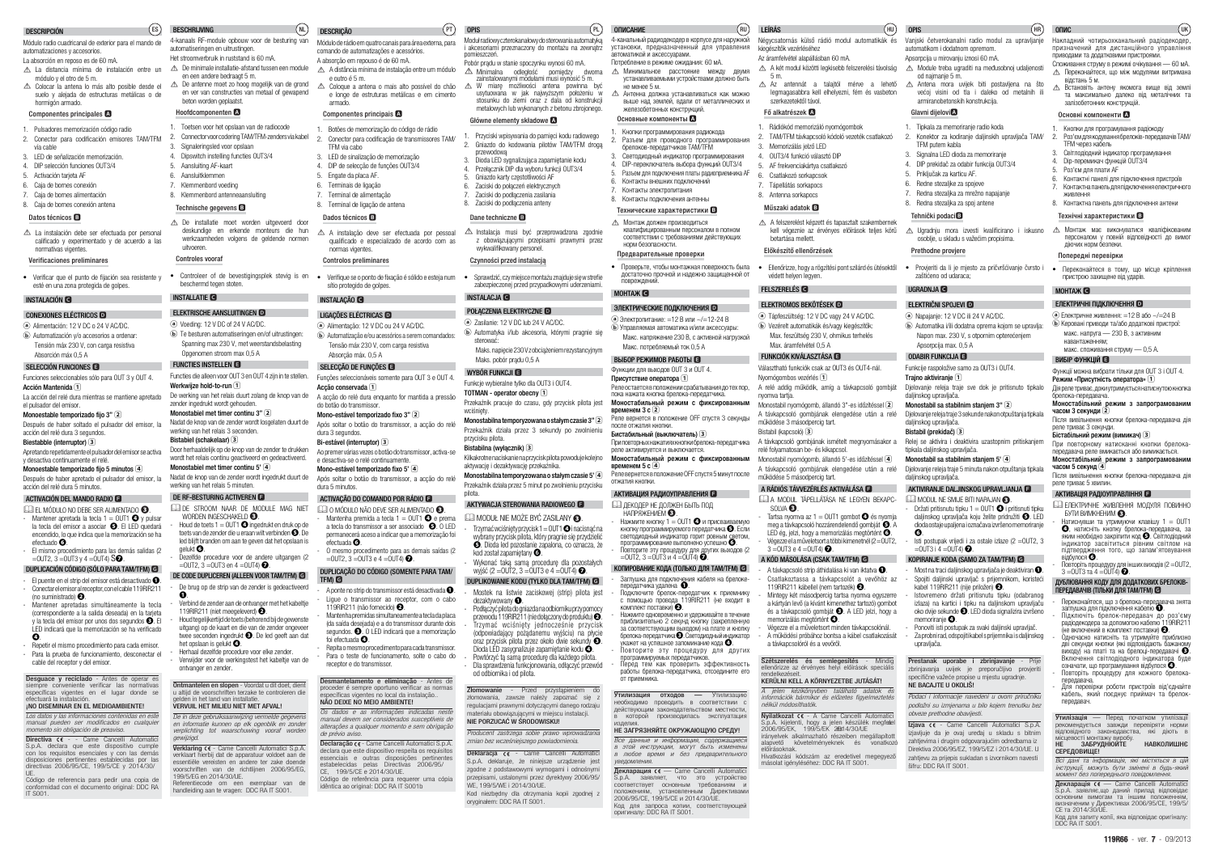# DESCRIPCIÓN (ES)

Módulo radio cuadricanal de exterior para el mando de automatizaciones y accesorios.

La absorción en reposo es de 60 mA.

⚠ La distancia mínima de instalación entre un módulo y el otro de 5 m.

⚠ Colocar la antena lo más alto posible desde el suelo y alejada de estructuras metálicas o de hormigón armado.

### Componentes principales A

1. Pulsadores memorización código radio
2. Conector para codificación emisores TAM/TFM vía cable
3. LED de señalización memorización.
4. DIP selección funciones OUT3/4
5. Activación tarjeta AF
6. Caja de bornes conexión
7. Caja de bornes alimentación
8. Caja de bornes conexión antena

### Datos técnicos B

⚠ La instalación debe ser efectuada por personal calificado y experimentado y de acuerdo a las normativas vigentes.

### Verificaciones preliminares

- Verificar que el punto de fijación sea resistente y esté en una zona protegida de golpes.

## INSTALACIÓN C

## CONEXIONES ELÉCTRICAS D

ⓐ Alimentación: 12 V DC o 24 V AC/DC.

ⓑ Automatización y/o accesorios a ordenar:
Tensión máx 230 V, con carga resistiva
Absorción máx 0,5 A

## SELECCIÓN FUNCIONES E

Funciones seleccionables sólo para OUT 3 y OUT 4.

**Acción Mantenida 1**
La acción del relé dura mientras se mantiene apretado el pulsador del emisor.

**Monoestable temporizado fijo 3" 2**
Después de haber soltado el pulsador del emisor, la acción del relé dura 3 segundos.

**Biestable (interruptor) 3**
Apretando repetidamente el pulsador del emisor se activa y desactiva continuamente el relé.

**Monoestable temporizado fijo 5 minutos 4**
Después de haber apretado el pulsador del emisor, la acción del relé dura 5 minutos.

## ACTIVACIÓN DEL MANDO RADIO F

EL MÓDULO NO DEBE SER ALIMENTADO ❸.
- Mantener apretada la tecla 1 = OUT1 ❹ y pulsar la tecla del emisor a asociar ❺. El LED quedará encendido, lo que indica que la memorización se ha efectuado ❻.
- El mismo procedimiento para las demás salidas (2 =OUT2, 3 =OUT3 y 4 =OUT4) ❼.

## DUPLICACIÓN CÓDIGO (SÓLO PARA TAM/TFM) G

- El puente en el strip del emisor está desactivado ❶.
- Conectar el emisor al receptor, con el cable 119RR211 (no suministrado) ❷.
- Mantener apretadas simultáneamente la tecla (correspondiente a la salida deseada) en la tarjeta y la tecla del emisor por unos dos segundos ❸. El LED indicará que la memorización se ha verificado ❹.
- Repetir el mismo procedimiento para cada emisor.
- Para la prueba de funcionamiento, desconectar el cable del receptor y del emisor.

**Desguace y reciclado** - Antes de operar es siempre conveniente verificar las normativas específicas vigentes en el lugar donde se efectuará la instalación.
**¡NO DISEMINAR EN EL MEDIOAMBIENTE!**

*Los datos y las informaciones contenidas en este manual pueden ser modificados en cualquier momento sin obligación de preaviso.*

**Directiva CE** - Came Cancelli Automatici S.p.A. declara que este dispositivo cumple con los requisitos esenciales y con las demás disposiciones pertinentes establecidas por las directivas 2006/95/CE, 199/5/CE y 2014/30/UE.
Código de referencia para pedir una copia de conformidad con el documento original: DDC RA IT S001.

# BESCHRIJVING (NL)

4-kanaals RF-module opbouw voor de besturing van automatiseringen en uitrustingen.

Het stroomverbruik in ruststand is 60 mA.

⚠ De minimale installatie-afstand tussen een module en een andere bedraagt 5 m.

⚠ De antenne moet zo hoog mogelijk van de grond en ver van constructies van metaal of gewapend beton worden geplaatst.

### Hoofdcomponenten A

1. Toetsen voor het opslaan van de radiocode
2. Connector voor codering TAM/TFM-zenders via kabel
3. Signaleringsled voor opslaan
4. Dipswitch instelling functies OUT3/4
5. Aansluiting AF-kaart
6. Aansluitklemmen
7. Klemmenbord voeding
8. Klemmenbord antenneaansluiting

### Technische gegevens B

⚠ De installatie moet worden uitgevoerd door deskundige en erkende monteurs die hun werkzaamheden volgens de geldende normen uitvoeren.

### Controles vooraf

- Controleer of de bevestigingsplek stevig is en beschermd tegen stoten.

## INSTALLATIE C

## ELEKTRISCHE AANSLUITINGEN D

ⓐ Voeding: 12 V DC of 24 V AC/DC.

ⓑ Te besturen automatiseringen en/of uitrustingen:
Spanning max 230 V, met weerstandsbelasting
Opgenomen stroom max 0,5 A

## FUNCTIES INSTELLEN E

Functies die alleen voor OUT 3 en OUT 4 zijn in te stellen.

**Werkwijze hold-to-run 1**
De werking van het relais duurt zolang de knop van de zender ingedrukt wordt gehouden.

**Monostabiel met timer continu 3" 2**
Nadat de knop van de zender wordt losgelaten duurt de werking van het relais 3 seconden.

**Bistabiel (schakelaar) 3**
Door herhaaldelijk op de knop van de zender te drukken wordt het relais continu geactiveerd en gedeactiveerd.

**Monostabiel met timer continu 5' 4**
Nadat de knop van de zender wordt ingedrukt duurt de werking van het relais 5 minuten.

## DE RF-BESTURING ACTIVEREN F

DE STROOM NAAR DE MODULE MAG NIET WORDEN INGESCHAKELD ❸.
- Houd de toets 1 = OUT1 ❹ ingedrukt en druk op de toets van de zender die u eraan wilt verbinden ❺. De led blijft branden om aan te geven dat het opslaan is gelukt ❻.
- Dezelfde procedure voor de andere uitgangen (2 =OUT2, 3 =OUT3 en 4 =OUT4) ❼.

## DE CODE DUPLICEREN (ALLEEN VOOR TAM/TFM) G

- De brug op de strip van de zender is gedeactiveerd ❶.
- Verbind de zender aan de ontvanger met het kabeltje 119RR211 (niet meegeleverd) ❷.
- Houd tegelijkertijd de toets (behorend bij de gewenste uitgang) op de kaart en die van de zender ongeveer twee seconden ingedrukt ❸. De led geeft aan dat het opslaan is gelukt ❹.
- Herhaal dezelfde procedure voor elke zender.
- Verwijder voor de werkingstest het kabeltje van de ontvanger en zender.

**Ontmantelen en slopen** - Voordat u dit doet, dient u altijd de voorschriften terzake te controleren die gelden in het land van installatie.
**VERVUIL HET MILIEU NIET MET AFVAL!**

*De in deze gebruiksaanwijzing vermelde gegevens en informatie kunnen op elk ogenblik en zonder verplichting tot waarschuwing vooraf worden gewijzigd.*

**Verklaring CE** - Came Cancelli Automatici S.p.A. verklaart hierbij dat de apparatuur voldoet aan de essentiële vereisten en andere ter zake doende voorschriften van de richtlijnen 2006/95/EG, 1999/5/EG en 2014/30/UE.
Referentiecode om een exemplaar van de handleiding aan te vragen: DDC RA IT S001.

# DESCRIÇÃO (PT)

Módulo de rádio em quatro canais para área externa, para comando de automatizações e acessórios.

A absorção em repouso é de 60 mA.

⚠ A distância mínima de instalação entre um módulo e outro é 5 m.

⚠ Coloque a antena o mais alto possível do chão e longe de estruturas metálicas ou de cimento armado.

### Componentes principais A

1. Botões de memorização do código de rádio
2. Conector para codificação de transmissores TAM/TFM via cabo
3. LED de sinalização de memorização
4. DIP de seleção de funções OUT3/4
5. Engate da placa AF.
6. Terminais de ligação
7. Terminal de alimentação
8. Terminal de ligação de antena

### Dados técnicos B

⚠ A instalação deve ser efetuada por pessoal qualificado e especializado de acordo com as normas vigentes.

### Controlos preliminares

- Verifique se o ponto de fixação é sólido e esteja num sítio protegido de golpes.

## INSTALAÇÃO C

## LIGAÇÕES ELÉCTRICAS D

ⓐ Alimentação: 12 V DC ou 24 V AC/DC.

ⓑ Automatização e/ou acessórios a serem comandados:
Tensão máx 230 V, com carga resistiva
Absorção máx. 0,5 A

## SELEÇÃO DE FUNÇÕES E

Funções seleccionáveis somente para OUT 3 e OUT 4.

**Acção conservada 1**
A acção do relé dura enquanto for mantida a pressão do botão do transmissor.

**Mono-estável temporizado fixo 3" 2**
Após soltar o botão do transmissor, a acção do relé dura 3 segundos.

**Bi-estável (interruptor) 3**
Ao premir várias vezes o botão do transmissor, activa-se e desactiva-se o relé continuamente.

**Mono-estável temporizado fixo 5' 4**
Após soltar o botão do transmissor, a acção do relé dura 5 minutos.

## ACTIVAÇÃO DO COMANDO POR RÁDIO F

O MÓDULO NÃO DEVE SER ALIMENTADO ❸.
- Mantenha premida a tecla 1 = OUT1 ❹ e prema a tecla do transmissor a ser associado ❺. O LED permanecerá aceso a indicar que a memorização foi efectuada ❻.
- O mesmo procedimento para as demais saídas (2 =OUT2, 3 =OUT3 e 4 =OUT4) ❼.

## DUPLICAÇÃO DO CÓDIGO (SOMENTE PARA TAM/TFM) G

- A ponte no strip do transmissor está desactivada ❶.
- Ligue o transmissor ao receptor, com o cabo 119RR211 (não fornecido) ❷.
- Mantenha premidas simultaneamente a tecla da placa (da saída desejada) e a do transmissor durante dois segundos ❸. O LED indicará que a memorização foi efectuada ❹.
- Repita o mesmo procedimento para cada transmissor.
- Para o teste de funcionamento, solte o cabo do receptor e do transmissor.

**Desmantelamento e eliminação** - Antes de proceder é sempre oportuno verificar as normas específicas vigentes no local da instalação..
**NÃO DEIXE NO MEIO AMBIENTE!**

*Os dados e as informações indicadas neste manual devem ser considerados susceptíveis de alterações a qualquer momento e sem obrigação de prévio aviso.*

**Declaração CE** - Came Cancelli Automatici S.p.A. declara que este dispositivo respeita os requisitos essenciais e outras disposições pertinentes estabelecidas pelas Directivas 2006/95/CE, 199/5/CE e 2014/30/UE.
Código de referência para requerer uma cópia idêntica ao original: DDC RA IT S001b

# OPIS (PL)

Moduł radiowy czterokanałowy do sterowania automatyką i akcesoriami przeznaczony do montażu na zewnątrz pomieszczeń.

Pobór prądu w stanie spoczynku wynosi 60 mA.

⚠ Minimalna odległość pomiędzy dwoma zainstalowanymi modułami musi wynosić 5 m.

⚠ W miarę możliwości antena powinna być usytuowana w jak najwyższym położeniu w stosunku do ziemi oraz z dala od konstrukcji metalowych lub wykonanych z betonu zbrojonego.

### Główne elementy składowe A

1. Przyciski wpisywania do pamięci kodu radiowego
2. Gniazdo do kodowania pilotów TAM/TFM drogą przewodową
3. Dioda LED sygnalizująca zapamiętanie kodu
4. Przełącznik DIP do wyboru funkcji OUT3/4
5. Gniazdo karty częstotliwości AF
6. Zaciski do połączeń elektrycznych
7. Zaciski do podłączenia zasilania
8. Zaciski do podłączenia anteny

### Dane techniczne B

⚠ Instalacja musi być przeprowadzona zgodnie z obowiązującymi przepisami prawnymi przez wykwalifikowany personel.

### Czynności przed instalacją

- Sprawdzić, czy miejsce montażu znajduje się w strefie zabezpieczonej przed przypadkowymi uderzeniami.

## INSTALACJA C

## POŁĄCZENIA ELEKTRYCZNE D

ⓐ Zasilanie: 12 V DC lub 24 V AC/DC.

ⓑ Automatyka i/lub akcesoria, którymi pragnie się sterować:
Maks. napięcie 230 V z obciążeniem rezystancyjnym
Maks. pobór prądu 0,5 A

## WYBÓR FUNKCJI E

Funkcje wybieralne tylko dla OUT3 i OUT4.

**TOTMAN - operator obecny 1**
Przekaźnik pracuje do czasu, gdy przycisk pilota jest wciśnięty.

**Monostabilna temporyzowana o stałym czasie 3" 2**
Przekaźnik działa przez 3 sekundy po zwolnieniu przycisku pilota.

**Bistabilna (wyłącznik) 3**
Kilkakrotne naciskanie na przycisk pilota powoduje kolejno aktywację i dezaktywację przekaźnika.

**Monostabilna temporyzowana o stałym czasie 5' 4**
Przekaźnik działa przez 5 minut po zwolnieniu przycisku pilota.

## AKTYWACJA STEROWANIA RADIOWEGO F

MODUŁ NIE MOŻE BYĆ ZASILANY ❸.
- Trzymać wciśnięty przycisk 1 = OUT1 ❹ i nacisnąć na wybrany przycisk pilota, który pragnie się przydzielić ❺. Dioda led pozostanie zapalona, co oznacza, że kod został zapamiętany ❻.
- Wykonać taką samą procedurę dla pozostałych wyjść (2 =OUT2, 3 =OUT3 e 4 =OUT4) ❼.

## DUPLIKOWANIE KODU (TYLKO DLA TAM/TFM) G

- Mostek na listwie zaciskowej (strip) pilota jest dezaktywowany ❶.
- Podłączyć pilota do gniazda na odbiorniku przy pomocy przewodu 119RR211 (nie dołączony do produktu) ❷.
- Trzymać wciśnięty jednocześnie przycisk (odpowiadający pożądanemu wyjściu) na płytce oraz przycisk pilota przez około dwie sekundy ❸. Dioda LED zasygnalizuje zapamiętanie kodu ❹.
- Powtórzyć tą samą procedurę dla każdego pilota.
- Dla sprawdzenia funkcjonowania, odłączyć przewód od odbiornika i od pilota.

**Złomowanie** - Przed przystąpieniem do złomowania, zawsze należy zapoznać się z regulacjami prawnymi dotyczącymi danego rodzaju materiału obowiązującymi w miejscu instalacji.
**NIE PORZUCAĆ W ŚRODOWISKU!**

*Producent zastrzega sobie prawo wprowadzania zmian bez wcześniejszego powiadomienia.*

**Deklaracja CE** - Came Cancelli Automatici S.p.A. deklaruje, że niniejsze urządzenie jest zgodne z podstawowymi wymogami i odnośnymi przepisami, ustalonymi przez dyrektywy 2006/95/WE, 1999/5/WE i 2014/30/UE.
Kod niezbędny dla otrzymania kopii zgodnej z oryginałem: DDC RA IT S001.

# ОПИСАНИЕ (RU)

4-канальный радиодекодер в корпусе для наружной установки, предназначенный для управления автоматикой и аксессуарами.

Потребление в режиме ожидания: 60 мА.

⚠ Минимальное расстояние между двумя устанавливаемыми устройствами должно быть не менее 5 м.

⚠ Антенна должна устанавливаться как можно выше над землей, вдали от металлических и железобетонных конструкций.

### Основные компоненты A

1. Кнопки программирования радиокода
2. Разъем для проводного программирования брелоков-передатчиков TAM/TFM
3. Светодиодный индикатор программирования
4. DIP-переключатель выбора функций OUT3/4
5. Разъем для подключения платы радиоприемника AF
6. Контакты внешних подключений
7. Контакты электропитания
8. Контакты подключения антенны

### Технические характеристики B

⚠ Монтаж должен производиться квалифицированным персоналом в полном соответствии с требованиями действующих норм безопасности.

### Предварительные проверки

- Проверьте, чтобы монтажная поверхность была достаточно прочной и надежно защищенной от повреждений.

## МОНТАЖ C

## ЭЛЕКТРИЧЕСКИЕ ПОДКЛЮЧЕНИЯ D

ⓐ Электропитание: =12 В или ~/=12-24 В

ⓑ Управляемая автоматика и/или аксессуары:
Макс. напряжение 230 В, с активной нагрузкой
Макс. потребляемый ток 0,5 А

## ВЫБОР РЕЖИМОВ РАБОТЫ E

Функции для выходов OUT 3 и OUT 4.

**Присутствие оператора 1**
Реле остается в положении срабатывания до тех пор, пока нажата кнопка брелока-передатчика.

**Моностабильный режим с фиксированным временем 3 с 2**
Реле вернется в положение OFF спустя 3 секунды после отжатия кнопки.

**Бистабильный (выключатель) 3**
При повторных нажатиях кнопки брелока-передатчика реле активируется и выключается.

**Моностабильный режим с фиксированным временем 5 с 4**
Реле вернется в положение OFF спустя 5 минут после отжатия кнопки.

## АКТИВАЦИЯ РАДИОУПРАВЛЕНИЯ F

ДЕКОДЕР НЕ ДОЛЖЕН БЫТЬ ПОД НАПРЯЖЕНИЕМ ❸.
- Нажмите кнопку 1 = OUT1 ❹ и присваиваемую кнопку программируемого передатчика ❺. Если светодиодный индикатор горит ровным светом, программирование выполнено успешно ❻.
- Повторите эту процедуру для других выходов (2 =OUT2, 3 =OUT3 и 4 =OUT4) ❼.

## КОПИРОВАНИЕ КОДА (ТОЛЬКО ДЛЯ TAM/TFM) G

- Заглушка для подключения кабеля на брелоке-передатчике удалена ❶.
- Подключите брелок-передатчик к приемнику с помощью провода 119RR211 (не входит в комплект поставки) ❷.
- Нажмите одновременно и удерживайте в течение приблизительно 2 секунд кнопку (закрепленную за соответствующим выходом) на плате и кнопку брелока-передатчика ❸. Светодиодный индикатор укажет на успешное запоминание кода ❹.
- Повторите эту процедуру для других программируемых передатчиков.
- Перед тем как проверить эффективность работы брелока-передатчика, отсоедините его от приемника.

**Утилизация отходов** — Утилизацию необходимо проводить в соответствии с действующим законодательством местности, в которой производилась эксплуатация изделия.
**НЕ ЗАГРЯЗНЯЙТЕ ОКРУЖАЮЩУЮ СРЕДУ!**

*Все данные и информация, содержащиеся в этой инструкции, могут быть изменены в любое время и без предварительного уведомления.*

**Декларация CE** — Came Cancelli Automatici S.p.A. заявляет, что это устройство соответствует основным требованиям и положениям, установленным Директивами 2006/95/CE, 1999/5/CE и 2014/30/UE.
Код для запроса копии, соответствующей оригиналу: DDC RA IT S001.

# LEÍRÁS (HU)

Négycsatornás külső rádió modul automatikák és kiegészítők vezérléséhez

Az áramfelvétel alapállásban 60 mA.

⚠ A két modul közötti legkisebb telepítési távolság 5 m.

⚠ Az antennát a talajtól mérve a lehető legmagasabbra kell elhelyezni, fém és vasbeton szerkezetektől távol.

### Fő alkatrészek A

1. Rádiókód memorizáló nyomógombok
2. TAM/TFM távkapcsoló kódoló vezeték csatlakozó
3. Memorizálás jelző LED
4. OUT3/4 funkció választó DIP
5. AF frekvenciakártya csatlakozó
6. Csatlakozó sorkapcsok
7. Tápellátás sorkapocs
8. Antenna sorkapocs

### Műszaki adatok B

⚠ A felszerelést képzett és tapasztalt szakembernek kell végeznie az érvényes előírások teljes körű betartása mellett.

### Előkészítő ellenőrzések

- Ellenőrizze, hogy a rögzítési pont szilárd és ütésektől védett helyen legyen.

## FELSZERELÉS C

## ELEKTROMOS BEKÖTÉSEK D

ⓐ Tápfeszültség: 12 V DC vagy 24 V AC/DC.

ⓑ Vezérelt automatika és/vagy kiegészítők:
Max. feszültség 230 V, ohmikus terhelés
Max. áramfelvétel 0,5 A

## FUNKCIÓK KIVÁLASZTÁSA E

Választható funkciók csak az OUT3 és OUT4-nál.

**Nyomógombos vezérlés 1**
A relé addig működik, amíg a távkapcsoló gombját nyomva tartja.

**Monostabil nyomógomb, állandó 3"-es időzítéssel 2**
A távkapcsoló gombjának elengedése után a relé működése 3 másodpercig tart.

**Bistabil (kapcsoló) 3**
A távkapcsoló gombjának ismételt megnyomásakor a relé folyamatosan be- és kikapcsol.

**Monostabil nyomógomb, állandó 5'-es időzítéssel 4**
A távkapcsoló gombjának elengedése után a relé működése 5 másodpercig tart.

## A RÁDIÓS TÁVVEZÉRLÉS AKTIVÁLÁSA F

A MODUL TÁPELLÁTÁSA NE LEGYEN BEKAPCSOLVA ❸.
- Tartsa nyomva az 1 = OUT1 gombot ❹ és nyomja meg a távkapcsoló hozzárendelendő gombját ❺. A LED ég, jelzi, hogy a memorizálás megtörtént ❻.
- Végezze el a műveletsort a többi kimenetnél (2 =OUT2, 3 =OUT3 és 4 =OUT4) ❼.

## A KÓD MÁSOLÁSA (CSAK TAM/TFM) G

- A távkapcsoló strip áthidalása ki van iktatva ❶.
- Csatlakoztassa a távkapcsolót a vevőhöz az 119RR211 kábellel (nem tartozék) ❷.
- Mintegy két másodpercig tartsa nyomva egyszerre a kártyán levő (a kívánt kimenethez tartozó) gombot és a távkapcsoló gombját ❸. A LED jelzi, hogy a memorizálás megtörtént ❹.
- Végezze el a műveletsort minden távkapcsolónál.
- A működési próbához bontsa a kábel csatlakozását a távkapcsolóról és a vevőről.

**Szétszerelés és semlegesítés** - Mindig ellenőrizze az érvényes helyi előírások speciális rendelkezéseit.
**KERÜLNI KELL A KÖRNYEZETBE JUTÁSÁT!**

*A jelen kézikönyvben található adatok és információk bármikor és előzetes figyelmeztetés nélkül módosíthatók.*

**Nyilatkozat CE** - A Came Cancelli Automatici S.p.A. kijelenti, hogy a jelen készülék megfelel a 2006/95/EK, 1999/5/EK és 2014/30/UE irányelvek alkalmazható részeiben megállapított alapvető követelményeknek és vonatkozó előírásoknak.
Hivatkozási kódszám az eredetivel megegyező másolat igényléséhez: DDC RA IT S001.

# OPIS (HR)

Vanjski četverokanalni radio modul za upravljanje automatikom i dodatnom opremom.

Apsorpcija u mirovanju iznosi 60 mA.

⚠ Module treba ugraditi na međusobnoj udaljenosti od najmanje 5 m.

⚠ Antena mora uvijek biti postavljena na što većoj visini od tla i daleko od metalnih ili armiranobetonskih konstrukcija.

### Glavni dijelovi A

1. Tipkala za memoriranje radio koda
2. Konektor za kodiranje daljinskih upravljača TAM/TFM putem kabla
3. Signalna LED dioda za memoriranje
4. DIP prekidač za odabir funkcija OUT3/4
5. Priključak za karticu AF.
6. Redne stezaljke za spojeve
7. Redna stezaljka za mrežno napajanje
8. Redna stezaljka za spoj antene

### Tehnički podaci B

⚠ Ugradnju mora izvesti kvalificirano i iskusno osoblje, u skladu s važećim propisima.

### Prethodne provjere

- Provjeriti da li je mjesto za pričvršćivanje čvrsto i zaštićeno od udaraca;

## UGRADNJA C

## ELEKTRIČNI SPOJEVI D

ⓐ Napajanje: 12 V DC ili 24 V AC/DC.

ⓑ Automatika i/ili dodatna oprema kojom se upravlja:
Napon max. 230 V, s otpornim opterećenjem
Apsorpcija max. 0,5 A

## ODABIR FUNKCIJA E

Funkcije raspoložive samo za OUT3 i OUT4.

**Trajno aktiviranje 1**
Djelovanje releja traje sve dok je pritisnuto tipkalo daljinskog upravljača.

**Monostabil sa stabilnim stanjem 3" 2**
Djelovanje releja traje 3 sekunde nakon otpuštanja tipkala daljinskog upravljača.

**Bistabil (prekidač) 3**
Relej se aktivira i deaktivira uzastopnim pritiskanjem tipkala daljinskog upravljača.

**Monostabil sa stabilnim stanjem 5' 4**
Djelovanje releja traje 5 minuta nakon otpuštanja tipkala daljinskog upravljača.

## AKTIVIRANJE DALJINSKOG UPRAVLJANJA F

MODUL NE SMIJE BITI NAPAJAN ❸.
- Držati pritisnutu tipku 1 = OUT1 ❹ i pritisnuti tipku daljinskog upravljača koju želite pridružiti ❺. LED dioda ostaje upaljena i označava izvršeno memoriranje ❻.
- Isti postupak vrijedi i za ostale izlaze (2 =OUT2, 3 =OUT3 i 4 =OUT4) ❼.

## KOPIRANJE KODA (SAMO ZA TAM/TFM) G

- Most na traci daljinskog upravljača je deaktiviran ❶.
- Spojiti daljinski upravljač s prijemnikom, koristeći kabel 119RR211 (nije priložen) ❷.
- Istovremeno držati pritisnutu tipku (odabranog izlaza) na kartici i tipku na daljinskom upravljaču oko dvije sekunde ❸. LED dioda signalizira izvršeno memoriranje ❹.
- Ponoviti isti postupak za svaki daljinski upravljač.
- Za probni rad, odspojiti kabel s prijemnika i s daljinskog upravljača.

**Prestanak uporabe i zbrinjavanje** - Prije zbrinjavanja uvijek je preporučljivo provjeriti specifične važeće propise u mjestu ugradnje.
**NE BACAJTE U OKOLIŠ!**

*Podaci i informacije navedeni u ovom priručniku podložni su izmjenama u bilo kojem trenutku bez obveze prethodne obavijesti.*

**Izjava CE** - Came Cancelli Automatici S.p.A. izjavljuje da je ovaj uređaj u skladu s bitnim zahtjevima i drugim odgovarajućim odredbama iz Direktiva 2006/95/EZ, 1999/5/EZ i 2014/30/UE. U zahtjevu za prijepis sukladan s izvornikom navesti šifru: DDC RA IT S001.

# ОПИС (UK)

Накладний чотирьохканальний радіодекодер, призначений для дистанційного управління приводами та додатковими пристроями.

Споживання струму в режимі очікування — 60 мА.

⚠ Переконайтеся, що між модулями витримана відстань 5 м.

⚠ Встановіть антену якомога вище від землі та максимально далеко від металічних та залізобетонних конструкцій.

### Основні компоненти A

1. Кнопки для програмування радіокоду
2. Роз'єм для кодування брелоків-передавачів TAM/TFM через кабель
3. Світлодіодний індикатор програмування
4. Dip-перемикач функцій OUT3/4
5. Роз'єм для плати AF
6. Контактні панелі для підключення пристроїв
7. Контактна панель для підключення електричного живлення
8. Контактна панель для підключення антени

### Технічні характеристики B

⚠ Монтаж має виконуватися кваліфікованим персоналом у повній відповідності до вимог діючих норм безпеки.

### Попередні перевірки

- Переконайтеся в тому, що місце кріплення пристрою захищене від ударів.

## МОНТАЖ C

## ЕЛЕКТРИЧНІ ПІДКЛЮЧЕННЯ D

ⓐ Електричне живлення: =12 В або ~/=24 В

ⓑ Керовані приводи та/або додаткові пристрої:
макс. напруга — 230 В, з активним навантаженням;
макс. споживання струму — 0,5 А.

## ВИБІР ФУНКЦІЙ E

Функції можна вибрати тільки для OUT 3 і OUT 4.

**Режим «Присутність оператора» 1**
Дія реле триває, доки утримується натиснутою кнопка брелока-передавача.

**Моностабільний режим з запрограмованим часом 3 секунди 2**
Після вивільнення кнопки брелока-передавача дія реле триває 3 секунди.

**Бістабільний режим (вимикач) 3**
При повторному натисканні кнопки брелока-передавача реле вмикається або вимикається.

**Моностабільний режим з запрограмованим часом 5 секунд 4**
Після вивільнення кнопки брелока-передавача дія реле триває 5 хвилин.

## АКТИВАЦІЯ РАДІОУПРАВЛІННЯ F

ЕЛЕКТРИЧНЕ ЖИВЛЕННЯ МОДУЛЯ ПОВИННО БУТИ ВИМКНЕНИМ ❸.
- Натисніть та утримуючи клавішу 1 = OUT1 ❹, натисніть кнопку брелока-передавача, за яким необхідно закріпити код ❺. Світлодіодний індикатор засвітиться рівним світлом на підтвердження того, що запам'ятовування відбулося ❻.
- Повторіть процедуру для інших виходів (2 =OUT2, 3 =OUT3 та 4 =OUT4) ❼.

## ДУБЛЮВАННЯ КОДУ ДЛЯ ДОДАТКОВИХ БРЕЛОКІВ-ПЕРЕДАВАЧІВ (ТІЛЬКИ ДЛЯ TAM/TFM) G

- Переконайтеся, що з брелока-передавача знята заглушка для підключення кабелю ❶.
- Підключіть брелок-передавач до роз'єму радіодекодера за допомогою кабелю 119RR211 (не включений в комплект поставки) ❷.
- Одночасно натисніть та утримуйте приблизно дві секунди кнопку (яка відповідає бажаному виходу) на платі та на брелоці-передавачі ❸. Включення світлодіодного індикатора буде означати, що програмування відбулося ❹.
- Повторіть процедуру для кожного брелока-передавача.
- Для перевірки роботи пристроїв від'єднайте кабель, який поєднує приймач та брелок-передавач.

**Утилізація** — Перед початком утилізації рекомендується завжди перевірити норми відповідного законодавства, які діють в місцевості монтажу виробу.
**НЕ ЗАБРУДНЮЙТЕ НАВКОЛИШНЄ СЕРЕДОВИЩЕ!**

*Всі дані та інформація, які містяться в цій інструкції, можуть бути змінені в будь-який момент без попереднього повідомлення.*

**Декларація CE** — Came Cancelli Automatici S.p.A. заявляє, що даний прилад відповідає основним вимогам та іншим положенням, визначеним у Директивах 2006/95/CE, 1999/5/CE та 2014/30/UE.
Код для запиту копії, яка відповідає оригіналу: DDC RA IT S001.